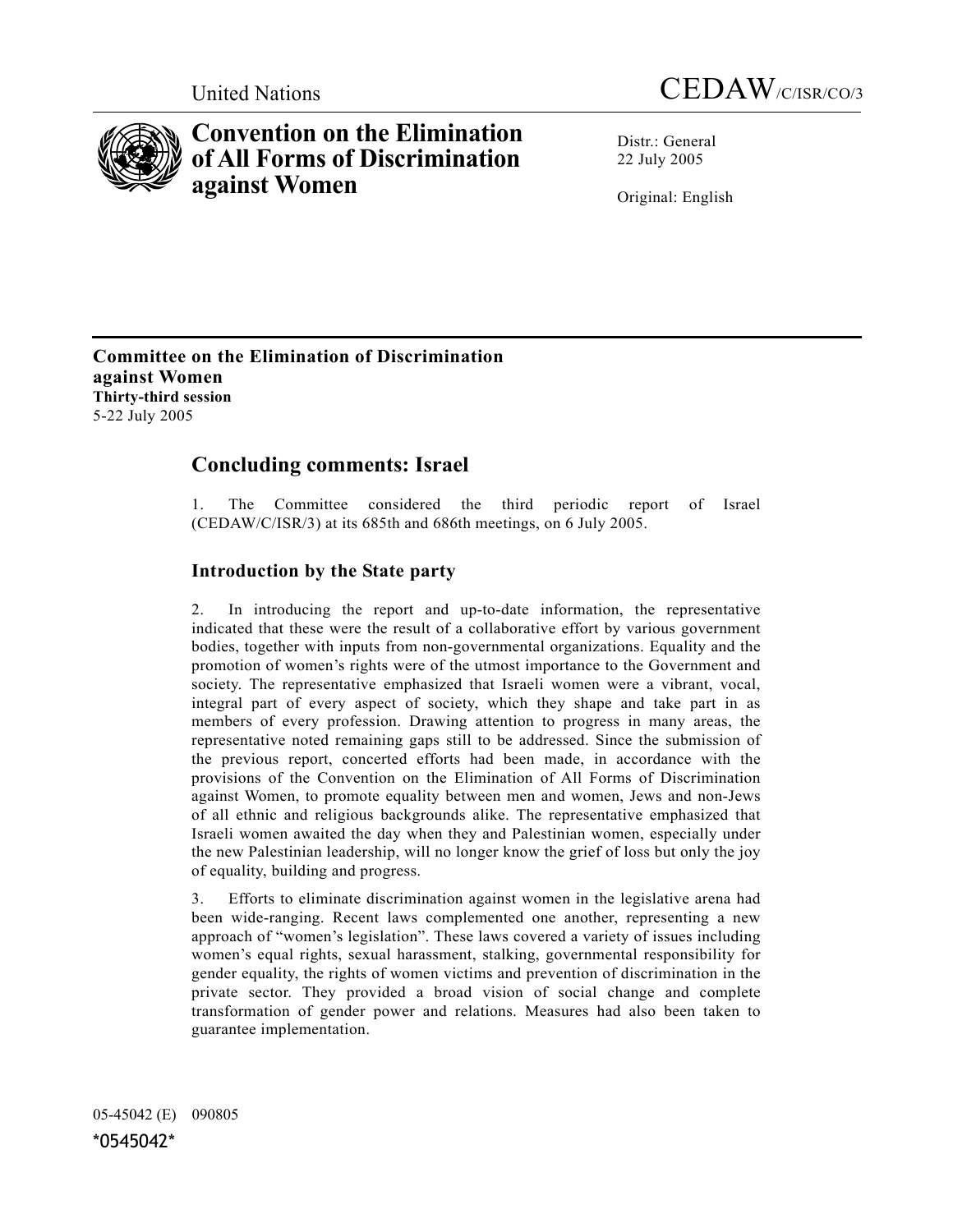United Nations

CEDAW/C/ISR/CO/3

# Convention on the Elimination of All Forms of Discrimination against Women

Distr.: General
22 July 2005

Original: English

**Committee on the Elimination of Discrimination against Women**
**Thirty-third session**
5-22 July 2005

## Concluding comments: Israel

1. The Committee considered the third periodic report of Israel (CEDAW/C/ISR/3) at its 685th and 686th meetings, on 6 July 2005.

### Introduction by the State party

2. In introducing the report and up-to-date information, the representative indicated that these were the result of a collaborative effort by various government bodies, together with inputs from non-governmental organizations. Equality and the promotion of women's rights were of the utmost importance to the Government and society. The representative emphasized that Israeli women were a vibrant, vocal, integral part of every aspect of society, which they shape and take part in as members of every profession. Drawing attention to progress in many areas, the representative noted remaining gaps still to be addressed. Since the submission of the previous report, concerted efforts had been made, in accordance with the provisions of the Convention on the Elimination of All Forms of Discrimination against Women, to promote equality between men and women, Jews and non-Jews of all ethnic and religious backgrounds alike. The representative emphasized that Israeli women awaited the day when they and Palestinian women, especially under the new Palestinian leadership, will no longer know the grief of loss but only the joy of equality, building and progress.

3. Efforts to eliminate discrimination against women in the legislative arena had been wide-ranging. Recent laws complemented one another, representing a new approach of "women's legislation". These laws covered a variety of issues including women's equal rights, sexual harassment, stalking, governmental responsibility for gender equality, the rights of women victims and prevention of discrimination in the private sector. They provided a broad vision of social change and complete transformation of gender power and relations. Measures had also been taken to guarantee implementation.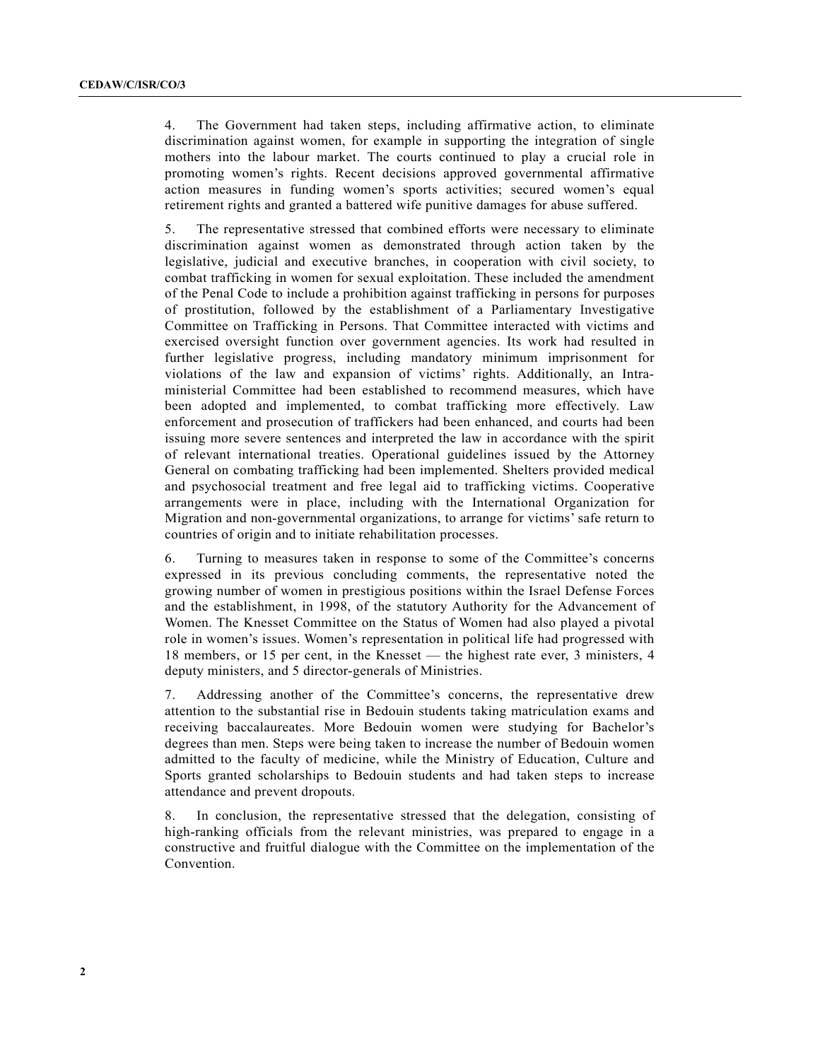4. The Government had taken steps, including affirmative action, to eliminate discrimination against women, for example in supporting the integration of single mothers into the labour market. The courts continued to play a crucial role in promoting women's rights. Recent decisions approved governmental affirmative action measures in funding women's sports activities; secured women's equal retirement rights and granted a battered wife punitive damages for abuse suffered.

5. The representative stressed that combined efforts were necessary to eliminate discrimination against women as demonstrated through action taken by the legislative, judicial and executive branches, in cooperation with civil society, to combat trafficking in women for sexual exploitation. These included the amendment of the Penal Code to include a prohibition against trafficking in persons for purposes of prostitution, followed by the establishment of a Parliamentary Investigative Committee on Trafficking in Persons. That Committee interacted with victims and exercised oversight function over government agencies. Its work had resulted in further legislative progress, including mandatory minimum imprisonment for violations of the law and expansion of victims' rights. Additionally, an Intra-ministerial Committee had been established to recommend measures, which have been adopted and implemented, to combat trafficking more effectively. Law enforcement and prosecution of traffickers had been enhanced, and courts had been issuing more severe sentences and interpreted the law in accordance with the spirit of relevant international treaties. Operational guidelines issued by the Attorney General on combating trafficking had been implemented. Shelters provided medical and psychosocial treatment and free legal aid to trafficking victims. Cooperative arrangements were in place, including with the International Organization for Migration and non-governmental organizations, to arrange for victims' safe return to countries of origin and to initiate rehabilitation processes.

6. Turning to measures taken in response to some of the Committee's concerns expressed in its previous concluding comments, the representative noted the growing number of women in prestigious positions within the Israel Defense Forces and the establishment, in 1998, of the statutory Authority for the Advancement of Women. The Knesset Committee on the Status of Women had also played a pivotal role in women's issues. Women's representation in political life had progressed with 18 members, or 15 per cent, in the Knesset — the highest rate ever, 3 ministers, 4 deputy ministers, and 5 director-generals of Ministries.

7. Addressing another of the Committee's concerns, the representative drew attention to the substantial rise in Bedouin students taking matriculation exams and receiving baccalaureates. More Bedouin women were studying for Bachelor's degrees than men. Steps were being taken to increase the number of Bedouin women admitted to the faculty of medicine, while the Ministry of Education, Culture and Sports granted scholarships to Bedouin students and had taken steps to increase attendance and prevent dropouts.

8. In conclusion, the representative stressed that the delegation, consisting of high-ranking officials from the relevant ministries, was prepared to engage in a constructive and fruitful dialogue with the Committee on the implementation of the Convention.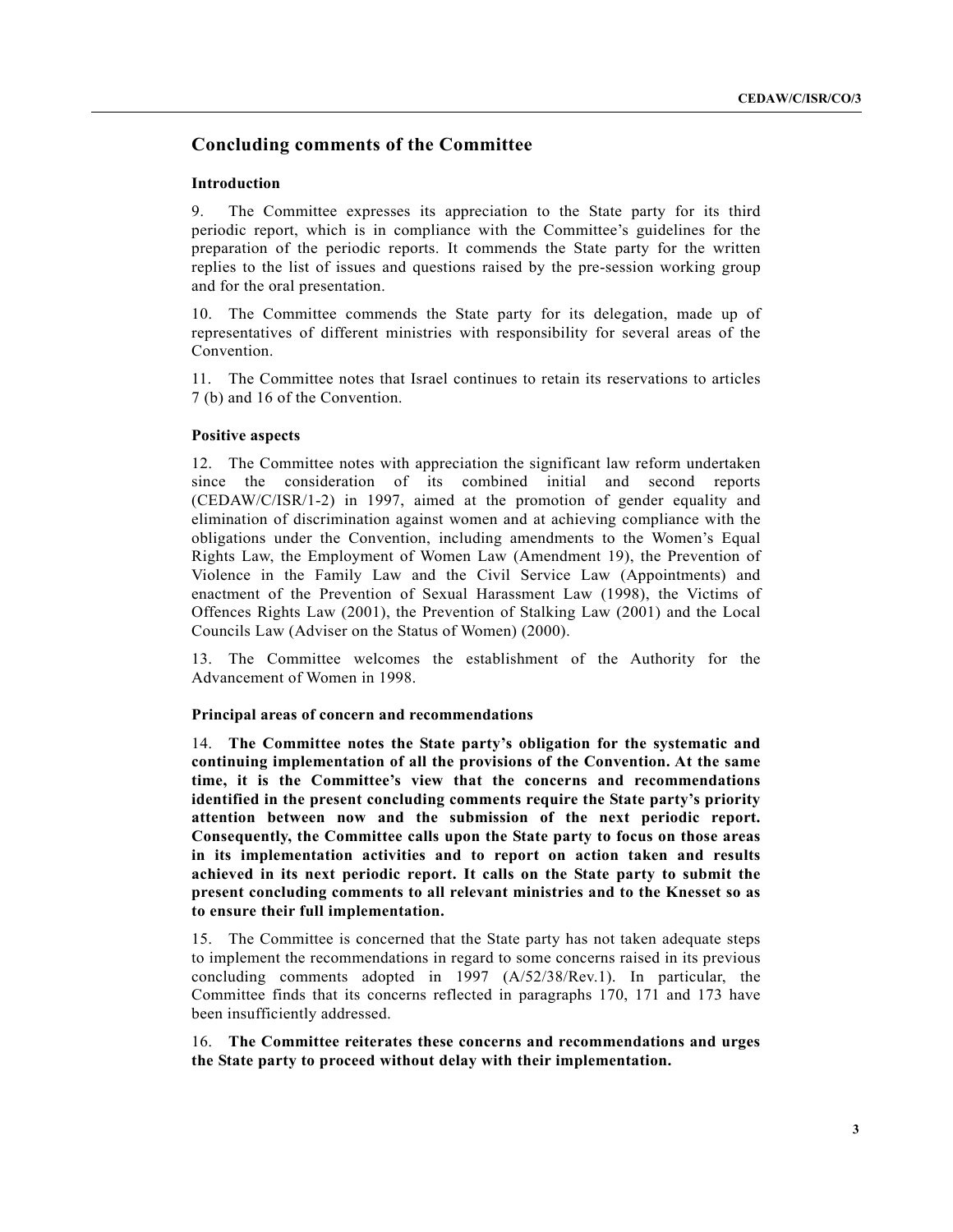## Concluding comments of the Committee

### Introduction

9. The Committee expresses its appreciation to the State party for its third periodic report, which is in compliance with the Committee's guidelines for the preparation of the periodic reports. It commends the State party for the written replies to the list of issues and questions raised by the pre-session working group and for the oral presentation.

10. The Committee commends the State party for its delegation, made up of representatives of different ministries with responsibility for several areas of the Convention.

11. The Committee notes that Israel continues to retain its reservations to articles 7 (b) and 16 of the Convention.

### Positive aspects

12. The Committee notes with appreciation the significant law reform undertaken since the consideration of its combined initial and second reports (CEDAW/C/ISR/1-2) in 1997, aimed at the promotion of gender equality and elimination of discrimination against women and at achieving compliance with the obligations under the Convention, including amendments to the Women's Equal Rights Law, the Employment of Women Law (Amendment 19), the Prevention of Violence in the Family Law and the Civil Service Law (Appointments) and enactment of the Prevention of Sexual Harassment Law (1998), the Victims of Offences Rights Law (2001), the Prevention of Stalking Law (2001) and the Local Councils Law (Adviser on the Status of Women) (2000).

13. The Committee welcomes the establishment of the Authority for the Advancement of Women in 1998.

### Principal areas of concern and recommendations

14. **The Committee notes the State party's obligation for the systematic and continuing implementation of all the provisions of the Convention. At the same time, it is the Committee's view that the concerns and recommendations identified in the present concluding comments require the State party's priority attention between now and the submission of the next periodic report. Consequently, the Committee calls upon the State party to focus on those areas in its implementation activities and to report on action taken and results achieved in its next periodic report. It calls on the State party to submit the present concluding comments to all relevant ministries and to the Knesset so as to ensure their full implementation.**

15. The Committee is concerned that the State party has not taken adequate steps to implement the recommendations in regard to some concerns raised in its previous concluding comments adopted in 1997 (A/52/38/Rev.1). In particular, the Committee finds that its concerns reflected in paragraphs 170, 171 and 173 have been insufficiently addressed.

16. **The Committee reiterates these concerns and recommendations and urges the State party to proceed without delay with their implementation.**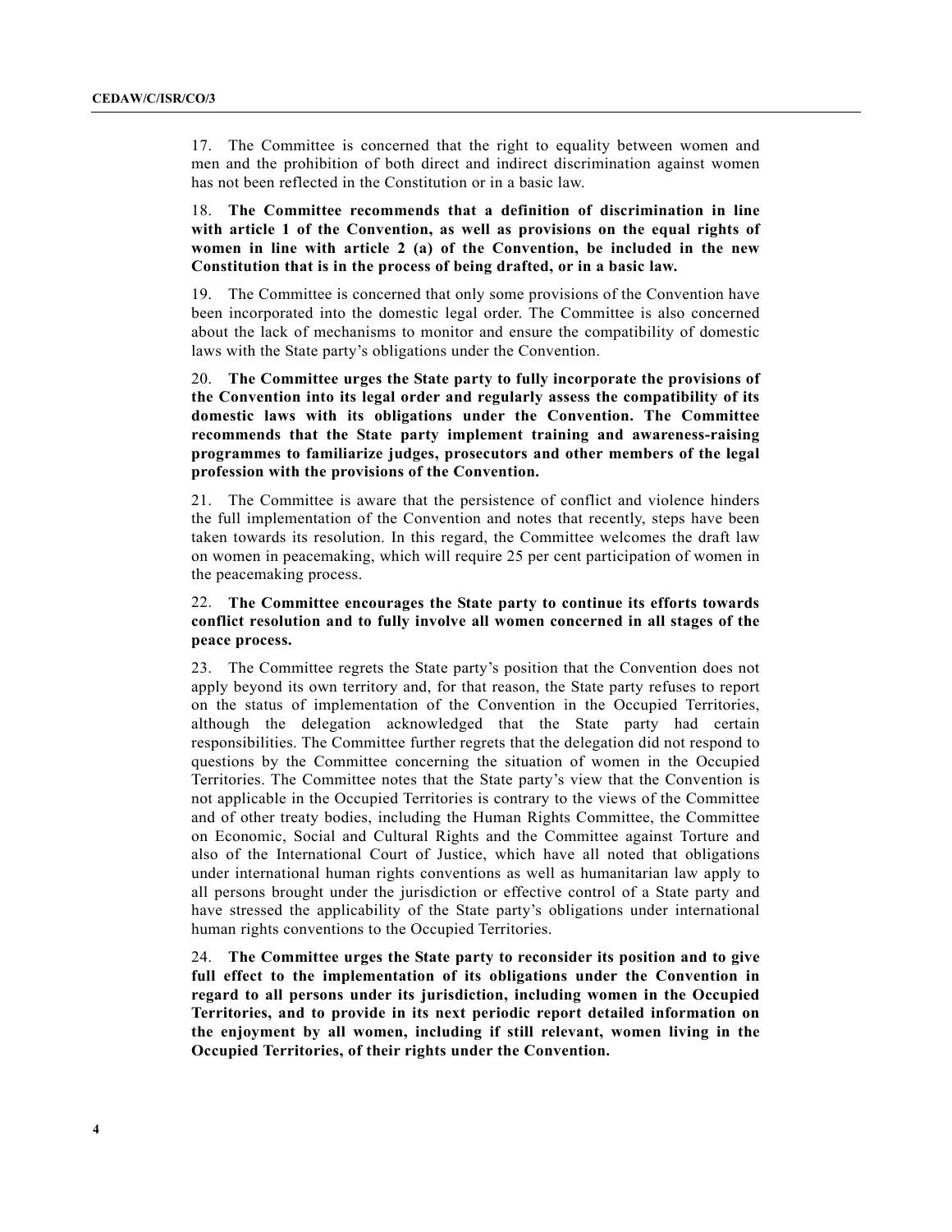17. The Committee is concerned that the right to equality between women and men and the prohibition of both direct and indirect discrimination against women has not been reflected in the Constitution or in a basic law.

18. **The Committee recommends that a definition of discrimination in line with article 1 of the Convention, as well as provisions on the equal rights of women in line with article 2 (a) of the Convention, be included in the new Constitution that is in the process of being drafted, or in a basic law.**

19. The Committee is concerned that only some provisions of the Convention have been incorporated into the domestic legal order. The Committee is also concerned about the lack of mechanisms to monitor and ensure the compatibility of domestic laws with the State party's obligations under the Convention.

20. **The Committee urges the State party to fully incorporate the provisions of the Convention into its legal order and regularly assess the compatibility of its domestic laws with its obligations under the Convention. The Committee recommends that the State party implement training and awareness-raising programmes to familiarize judges, prosecutors and other members of the legal profession with the provisions of the Convention.**

21. The Committee is aware that the persistence of conflict and violence hinders the full implementation of the Convention and notes that recently, steps have been taken towards its resolution. In this regard, the Committee welcomes the draft law on women in peacemaking, which will require 25 per cent participation of women in the peacemaking process.

22. **The Committee encourages the State party to continue its efforts towards conflict resolution and to fully involve all women concerned in all stages of the peace process.**

23. The Committee regrets the State party's position that the Convention does not apply beyond its own territory and, for that reason, the State party refuses to report on the status of implementation of the Convention in the Occupied Territories, although the delegation acknowledged that the State party had certain responsibilities. The Committee further regrets that the delegation did not respond to questions by the Committee concerning the situation of women in the Occupied Territories. The Committee notes that the State party's view that the Convention is not applicable in the Occupied Territories is contrary to the views of the Committee and of other treaty bodies, including the Human Rights Committee, the Committee on Economic, Social and Cultural Rights and the Committee against Torture and also of the International Court of Justice, which have all noted that obligations under international human rights conventions as well as humanitarian law apply to all persons brought under the jurisdiction or effective control of a State party and have stressed the applicability of the State party's obligations under international human rights conventions to the Occupied Territories.

24. **The Committee urges the State party to reconsider its position and to give full effect to the implementation of its obligations under the Convention in regard to all persons under its jurisdiction, including women in the Occupied Territories, and to provide in its next periodic report detailed information on the enjoyment by all women, including if still relevant, women living in the Occupied Territories, of their rights under the Convention.**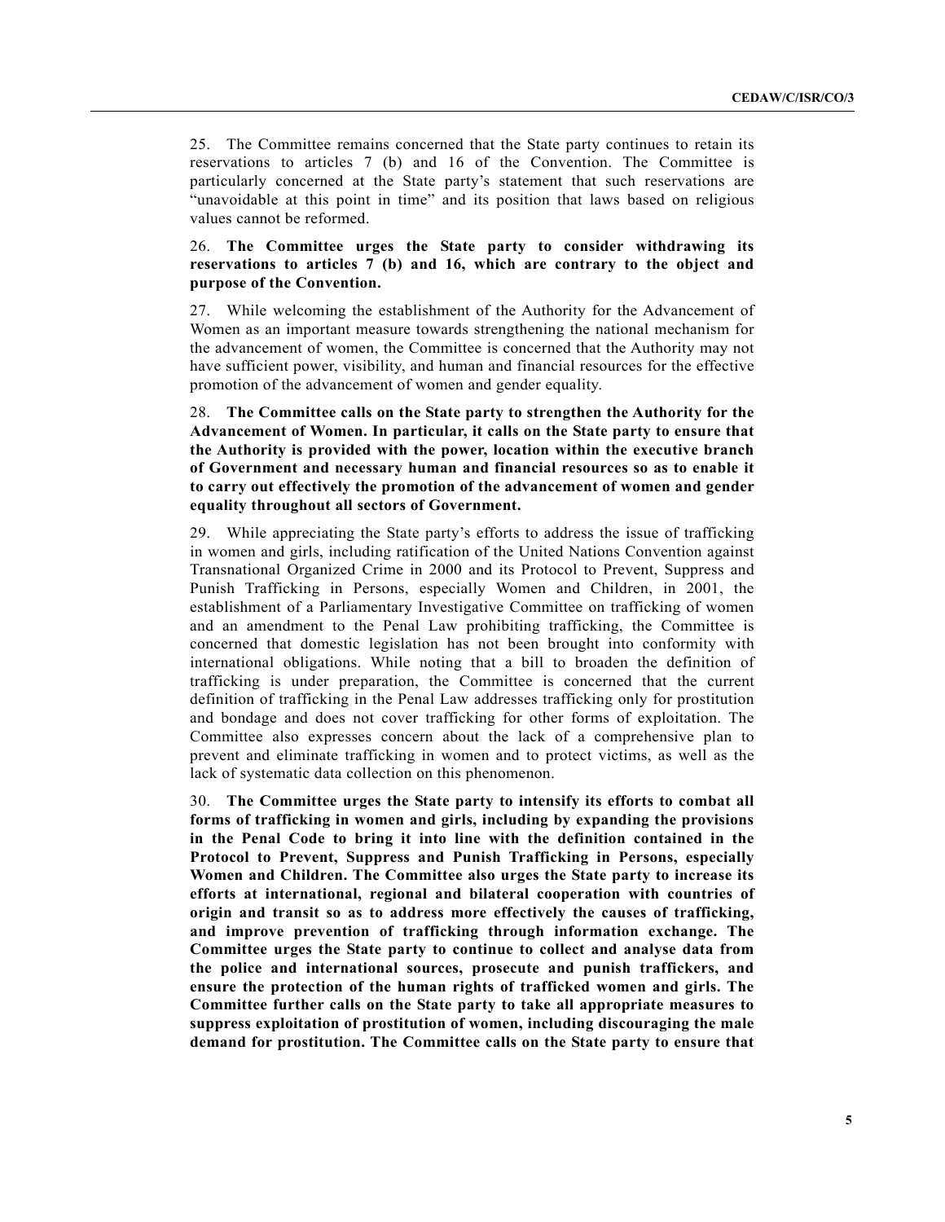25. The Committee remains concerned that the State party continues to retain its reservations to articles 7 (b) and 16 of the Convention. The Committee is particularly concerned at the State party's statement that such reservations are "unavoidable at this point in time" and its position that laws based on religious values cannot be reformed.

26. **The Committee urges the State party to consider withdrawing its reservations to articles 7 (b) and 16, which are contrary to the object and purpose of the Convention.**

27. While welcoming the establishment of the Authority for the Advancement of Women as an important measure towards strengthening the national mechanism for the advancement of women, the Committee is concerned that the Authority may not have sufficient power, visibility, and human and financial resources for the effective promotion of the advancement of women and gender equality.

28. **The Committee calls on the State party to strengthen the Authority for the Advancement of Women. In particular, it calls on the State party to ensure that the Authority is provided with the power, location within the executive branch of Government and necessary human and financial resources so as to enable it to carry out effectively the promotion of the advancement of women and gender equality throughout all sectors of Government.**

29. While appreciating the State party's efforts to address the issue of trafficking in women and girls, including ratification of the United Nations Convention against Transnational Organized Crime in 2000 and its Protocol to Prevent, Suppress and Punish Trafficking in Persons, especially Women and Children, in 2001, the establishment of a Parliamentary Investigative Committee on trafficking of women and an amendment to the Penal Law prohibiting trafficking, the Committee is concerned that domestic legislation has not been brought into conformity with international obligations. While noting that a bill to broaden the definition of trafficking is under preparation, the Committee is concerned that the current definition of trafficking in the Penal Law addresses trafficking only for prostitution and bondage and does not cover trafficking for other forms of exploitation. The Committee also expresses concern about the lack of a comprehensive plan to prevent and eliminate trafficking in women and to protect victims, as well as the lack of systematic data collection on this phenomenon.

30. **The Committee urges the State party to intensify its efforts to combat all forms of trafficking in women and girls, including by expanding the provisions in the Penal Code to bring it into line with the definition contained in the Protocol to Prevent, Suppress and Punish Trafficking in Persons, especially Women and Children. The Committee also urges the State party to increase its efforts at international, regional and bilateral cooperation with countries of origin and transit so as to address more effectively the causes of trafficking, and improve prevention of trafficking through information exchange. The Committee urges the State party to continue to collect and analyse data from the police and international sources, prosecute and punish traffickers, and ensure the protection of the human rights of trafficked women and girls. The Committee further calls on the State party to take all appropriate measures to suppress exploitation of prostitution of women, including discouraging the male demand for prostitution. The Committee calls on the State party to ensure that**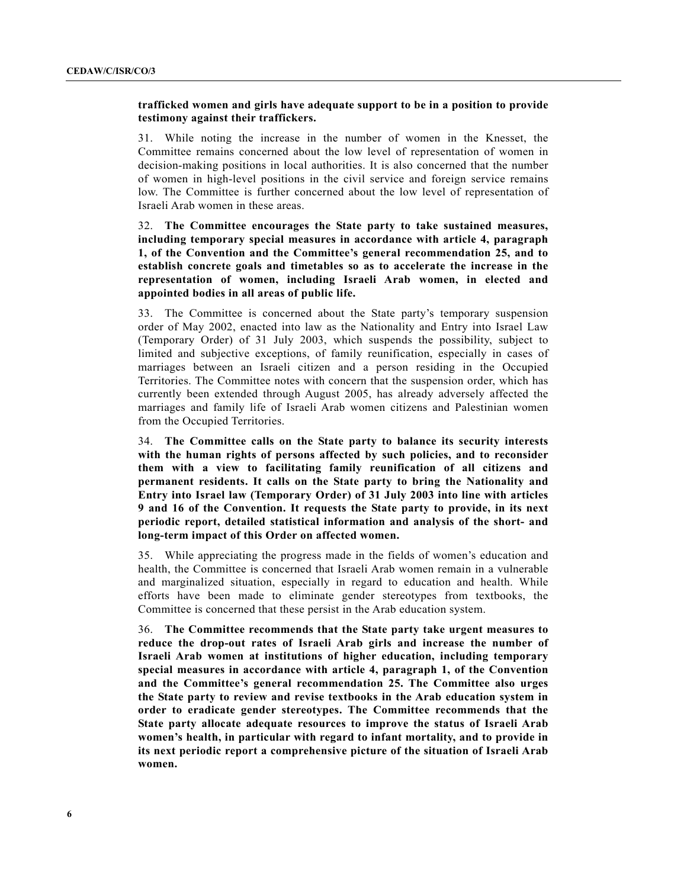**trafficked women and girls have adequate support to be in a position to provide testimony against their traffickers.**

31. While noting the increase in the number of women in the Knesset, the Committee remains concerned about the low level of representation of women in decision-making positions in local authorities. It is also concerned that the number of women in high-level positions in the civil service and foreign service remains low. The Committee is further concerned about the low level of representation of Israeli Arab women in these areas.

32. **The Committee encourages the State party to take sustained measures, including temporary special measures in accordance with article 4, paragraph 1, of the Convention and the Committee's general recommendation 25, and to establish concrete goals and timetables so as to accelerate the increase in the representation of women, including Israeli Arab women, in elected and appointed bodies in all areas of public life.**

33. The Committee is concerned about the State party's temporary suspension order of May 2002, enacted into law as the Nationality and Entry into Israel Law (Temporary Order) of 31 July 2003, which suspends the possibility, subject to limited and subjective exceptions, of family reunification, especially in cases of marriages between an Israeli citizen and a person residing in the Occupied Territories. The Committee notes with concern that the suspension order, which has currently been extended through August 2005, has already adversely affected the marriages and family life of Israeli Arab women citizens and Palestinian women from the Occupied Territories.

34. **The Committee calls on the State party to balance its security interests with the human rights of persons affected by such policies, and to reconsider them with a view to facilitating family reunification of all citizens and permanent residents. It calls on the State party to bring the Nationality and Entry into Israel law (Temporary Order) of 31 July 2003 into line with articles 9 and 16 of the Convention. It requests the State party to provide, in its next periodic report, detailed statistical information and analysis of the short- and long-term impact of this Order on affected women.**

35. While appreciating the progress made in the fields of women's education and health, the Committee is concerned that Israeli Arab women remain in a vulnerable and marginalized situation, especially in regard to education and health. While efforts have been made to eliminate gender stereotypes from textbooks, the Committee is concerned that these persist in the Arab education system.

36. **The Committee recommends that the State party take urgent measures to reduce the drop-out rates of Israeli Arab girls and increase the number of Israeli Arab women at institutions of higher education, including temporary special measures in accordance with article 4, paragraph 1, of the Convention and the Committee's general recommendation 25. The Committee also urges the State party to review and revise textbooks in the Arab education system in order to eradicate gender stereotypes. The Committee recommends that the State party allocate adequate resources to improve the status of Israeli Arab women's health, in particular with regard to infant mortality, and to provide in its next periodic report a comprehensive picture of the situation of Israeli Arab women.**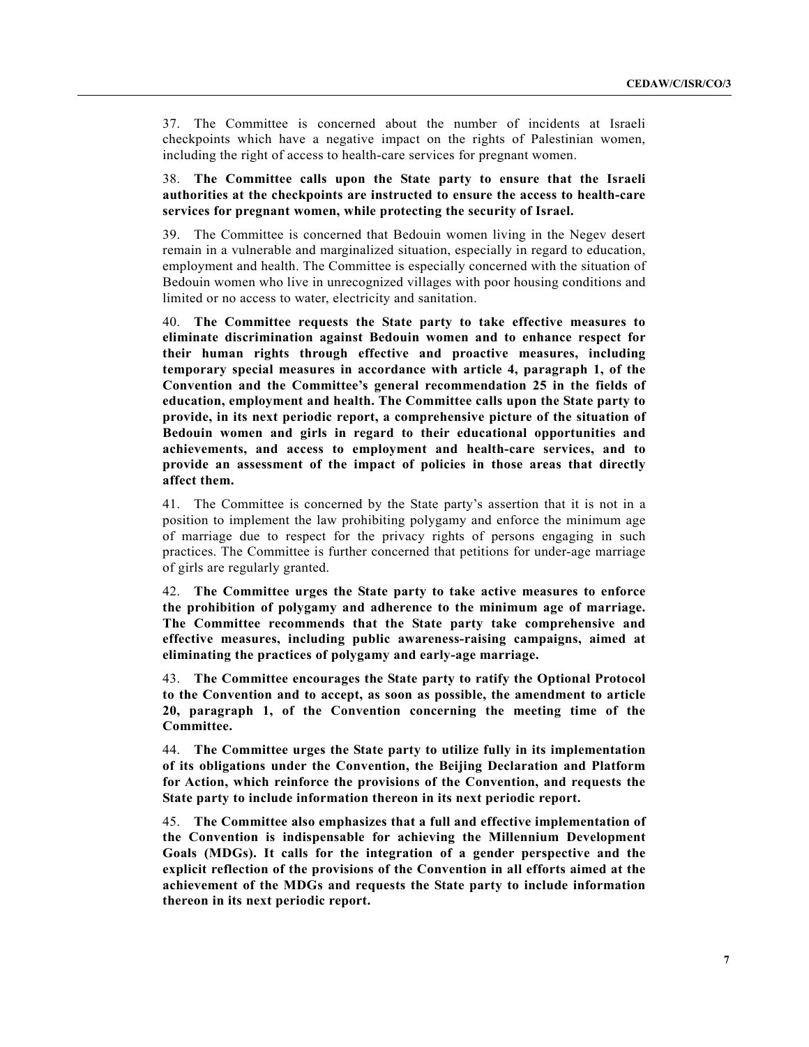37. The Committee is concerned about the number of incidents at Israeli checkpoints which have a negative impact on the rights of Palestinian women, including the right of access to health-care services for pregnant women.

38. **The Committee calls upon the State party to ensure that the Israeli authorities at the checkpoints are instructed to ensure the access to health-care services for pregnant women, while protecting the security of Israel.**

39. The Committee is concerned that Bedouin women living in the Negev desert remain in a vulnerable and marginalized situation, especially in regard to education, employment and health. The Committee is especially concerned with the situation of Bedouin women who live in unrecognized villages with poor housing conditions and limited or no access to water, electricity and sanitation.

40. **The Committee requests the State party to take effective measures to eliminate discrimination against Bedouin women and to enhance respect for their human rights through effective and proactive measures, including temporary special measures in accordance with article 4, paragraph 1, of the Convention and the Committee's general recommendation 25 in the fields of education, employment and health. The Committee calls upon the State party to provide, in its next periodic report, a comprehensive picture of the situation of Bedouin women and girls in regard to their educational opportunities and achievements, and access to employment and health-care services, and to provide an assessment of the impact of policies in those areas that directly affect them.**

41. The Committee is concerned by the State party's assertion that it is not in a position to implement the law prohibiting polygamy and enforce the minimum age of marriage due to respect for the privacy rights of persons engaging in such practices. The Committee is further concerned that petitions for under-age marriage of girls are regularly granted.

42. **The Committee urges the State party to take active measures to enforce the prohibition of polygamy and adherence to the minimum age of marriage. The Committee recommends that the State party take comprehensive and effective measures, including public awareness-raising campaigns, aimed at eliminating the practices of polygamy and early-age marriage.**

43. **The Committee encourages the State party to ratify the Optional Protocol to the Convention and to accept, as soon as possible, the amendment to article 20, paragraph 1, of the Convention concerning the meeting time of the Committee.**

44. **The Committee urges the State party to utilize fully in its implementation of its obligations under the Convention, the Beijing Declaration and Platform for Action, which reinforce the provisions of the Convention, and requests the State party to include information thereon in its next periodic report.**

45. **The Committee also emphasizes that a full and effective implementation of the Convention is indispensable for achieving the Millennium Development Goals (MDGs). It calls for the integration of a gender perspective and the explicit reflection of the provisions of the Convention in all efforts aimed at the achievement of the MDGs and requests the State party to include information thereon in its next periodic report.**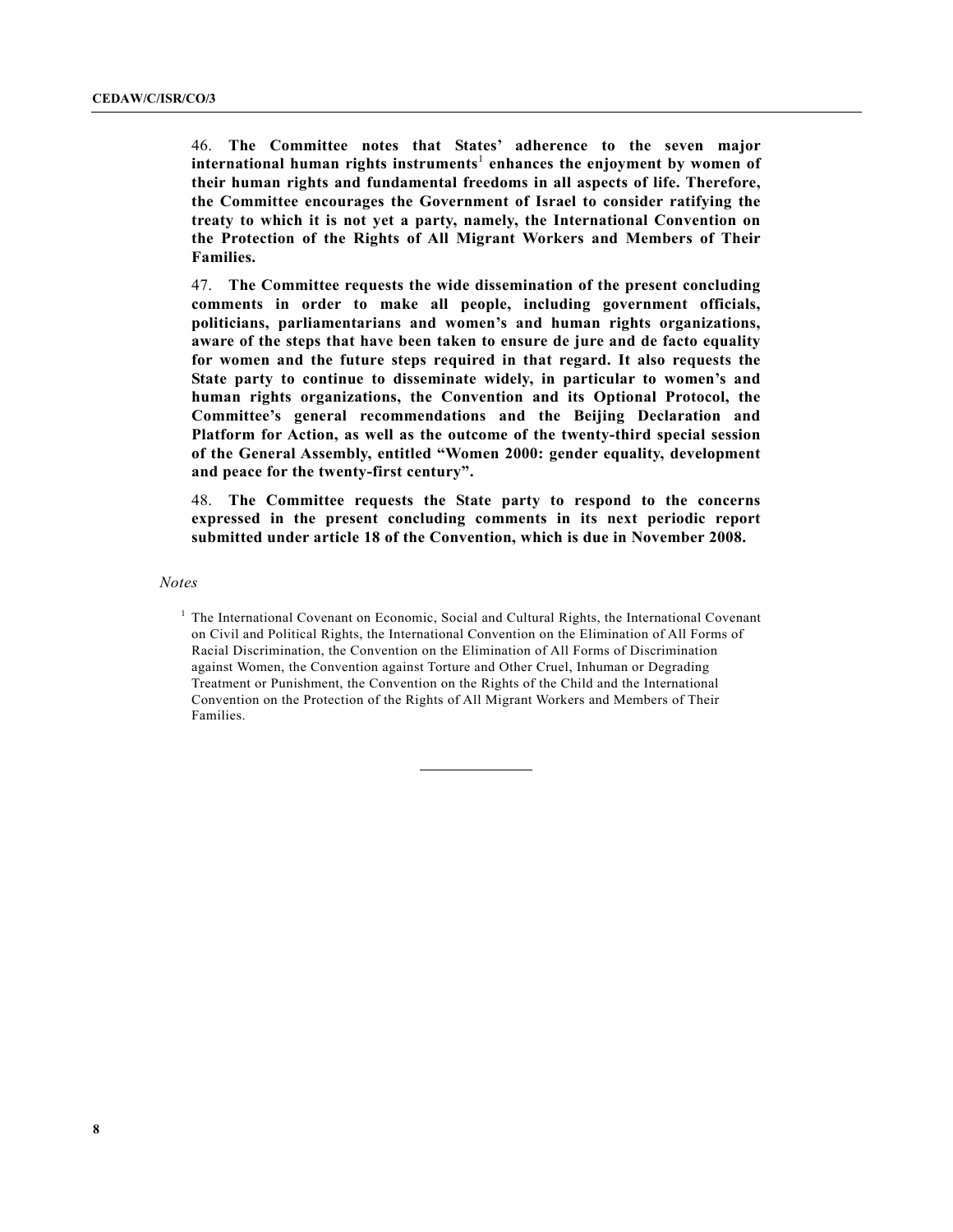46. **The Committee notes that States' adherence to the seven major international human rights instruments[1] enhances the enjoyment by women of their human rights and fundamental freedoms in all aspects of life. Therefore, the Committee encourages the Government of Israel to consider ratifying the treaty to which it is not yet a party, namely, the International Convention on the Protection of the Rights of All Migrant Workers and Members of Their Families.**

47. **The Committee requests the wide dissemination of the present concluding comments in order to make all people, including government officials, politicians, parliamentarians and women's and human rights organizations, aware of the steps that have been taken to ensure de jure and de facto equality for women and the future steps required in that regard. It also requests the State party to continue to disseminate widely, in particular to women's and human rights organizations, the Convention and its Optional Protocol, the Committee's general recommendations and the Beijing Declaration and Platform for Action, as well as the outcome of the twenty-third special session of the General Assembly, entitled "Women 2000: gender equality, development and peace for the twenty-first century".**

48. **The Committee requests the State party to respond to the concerns expressed in the present concluding comments in its next periodic report submitted under article 18 of the Convention, which is due in November 2008.**

*Notes*

[1] The International Covenant on Economic, Social and Cultural Rights, the International Covenant on Civil and Political Rights, the International Convention on the Elimination of All Forms of Racial Discrimination, the Convention on the Elimination of All Forms of Discrimination against Women, the Convention against Torture and Other Cruel, Inhuman or Degrading Treatment or Punishment, the Convention on the Rights of the Child and the International Convention on the Protection of the Rights of All Migrant Workers and Members of Their Families.